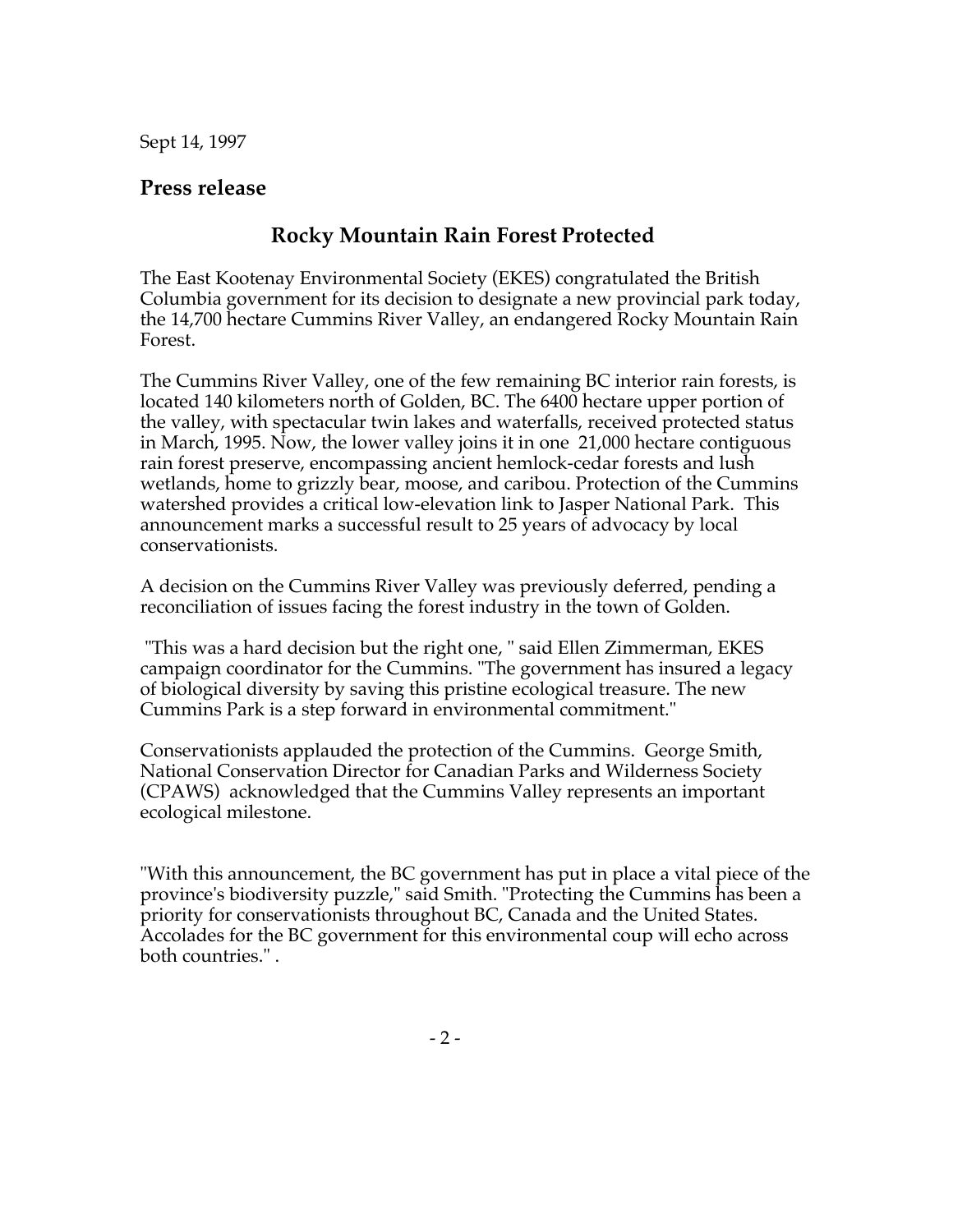Sept 14, 1997

## Press release

### Rocky Mountain Rain Forest Protected

The East Kootenay Environmental Society (EKES) congratulated the British Columbia government for its decision to designate a new provincial park today, the 14,700 hectare Cummins River Valley, an endangered Rocky Mountain Rain Forest.

The Cummins River Valley, one of the few remaining BC interior rain forests, is located 140 kilometers north of Golden, BC. The 6400 hectare upper portion of the valley, with spectacular twin lakes and waterfalls, received protected status in March, 1995. Now, the lower valley joins it in one 21,000 hectare contiguous rain forest preserve, encompassing ancient hemlock-cedar forests and lush wetlands, home to grizzly bear, moose, and caribou. Protection of the Cummins watershed provides a critical low-elevation link to Jasper National Park. This announcement marks a successful result to 25 years of advocacy by local conservationists.

A decision on the Cummins River Valley was previously deferred, pending a reconciliation of issues facing the forest industry in the town of Golden.

"This was a hard decision but the right one, " said Ellen Zimmerman, EKES campaign coordinator for the Cummins. "The government has insured a legacy of biological diversity by saving this pristine ecological treasure. The new Cummins Park is a step forward in environmental commitment."

Conservationists applauded the protection of the Cummins. George Smith, National Conservation Director for Canadian Parks and Wilderness Society (CPAWS) acknowledged that the Cummins Valley represents an important ecological milestone.

"With this announcement, the BC government has put in place a vital piece of the province's biodiversity puzzle," said Smith. "Protecting the Cummins has been a priority for conservationists throughout BC, Canada and the United States. Accolades for the BC government for this environmental coup will echo across both countries." .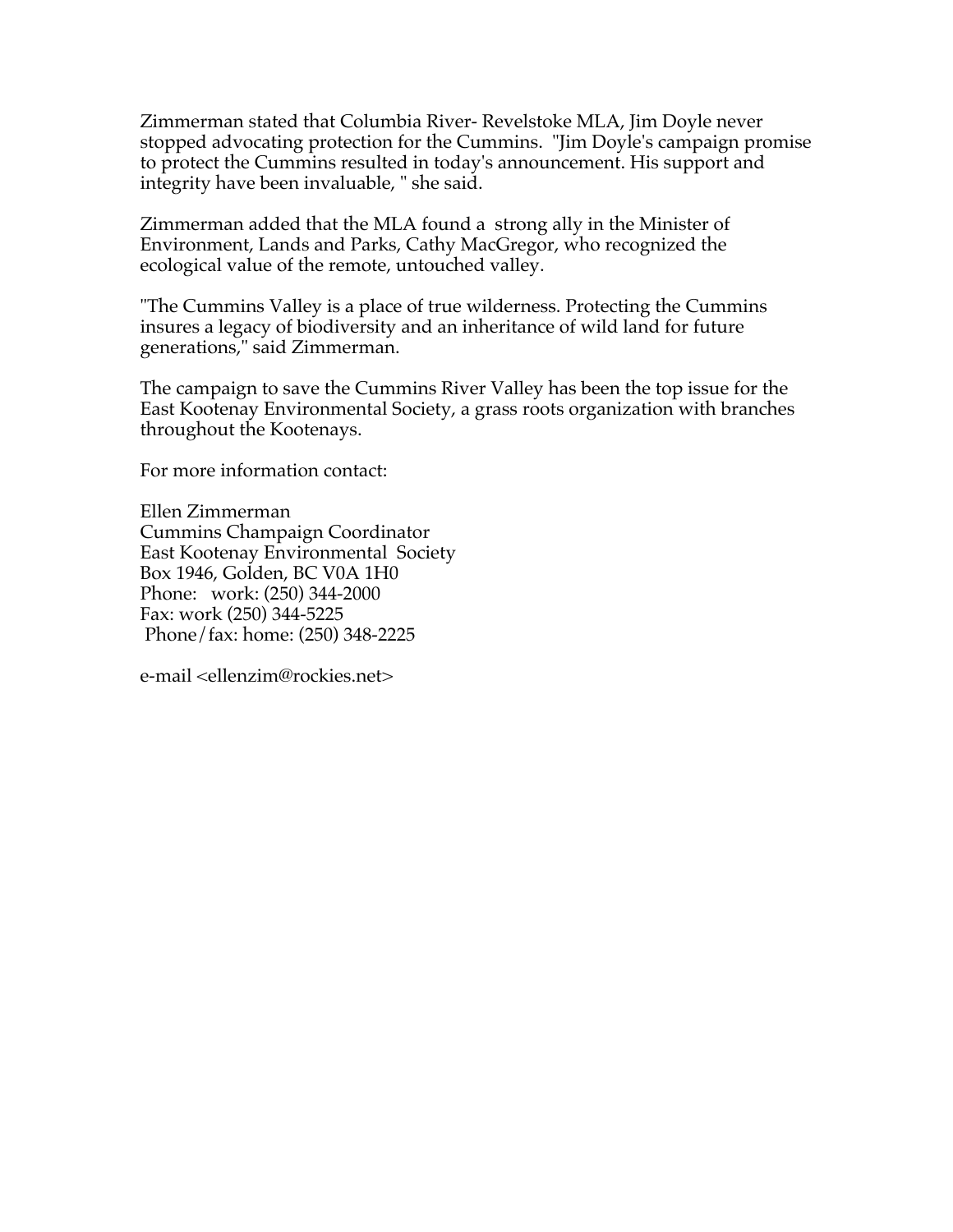Zimmerman stated that Columbia River- Revelstoke MLA, Jim Doyle never stopped advocating protection for the Cummins. "Jim Doyle's campaign promise to protect the Cummins resulted in today's announcement. His support and integrity have been invaluable, " she said.

Zimmerman added that the MLA found a strong ally in the Minister of Environment, Lands and Parks, Cathy MacGregor, who recognized the ecological value of the remote, untouched valley.

"The Cummins Valley is a place of true wilderness. Protecting the Cummins insures a legacy of biodiversity and an inheritance of wild land for future generations," said Zimmerman.

The campaign to save the Cummins River Valley has been the top issue for the East Kootenay Environmental Society, a grass roots organization with branches throughout the Kootenays.

For more information contact:

Ellen Zimmerman
Cummins Champaign Coordinator
East Kootenay Environmental Society
Box 1946, Golden, BC V0A 1H0
Phone: work: (250) 344-2000
Fax: work (250) 344-5225
Phone/fax: home: (250) 348-2225

e-mail <ellenzim@rockies.net>